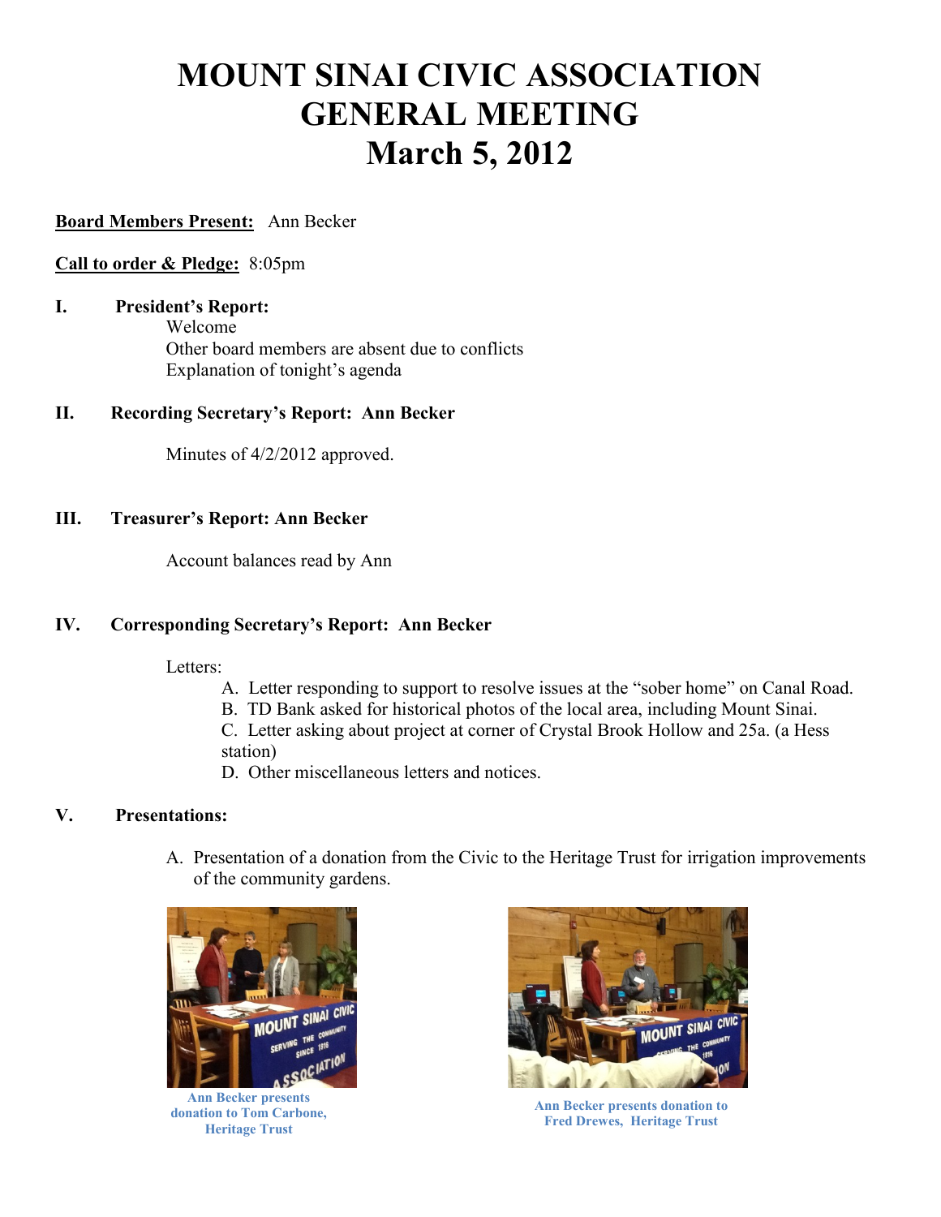# MOUNT SINAI CIVIC ASSOCIATION GENERAL MEETING March 5, 2012

**Board Members Present:** Ann Becker

**Call to order & Pledge:** 8:05pm

**I. President's Report:**

Welcome
Other board members are absent due to conflicts
Explanation of tonight's agenda

**II. Recording Secretary's Report: Ann Becker**

Minutes of 4/2/2012 approved.

**III. Treasurer's Report: Ann Becker**

Account balances read by Ann

**IV. Corresponding Secretary's Report: Ann Becker**

Letters:

A. Letter responding to support to resolve issues at the "sober home" on Canal Road.
B. TD Bank asked for historical photos of the local area, including Mount Sinai.
C. Letter asking about project at corner of Crystal Brook Hollow and 25a. (a Hess station)
D. Other miscellaneous letters and notices.

**V. Presentations:**

A. Presentation of a donation from the Civic to the Heritage Trust for irrigation improvements of the community gardens.

Ann Becker presents donation to Tom Carbone, Heritage Trust

Ann Becker presents donation to Fred Drewes, Heritage Trust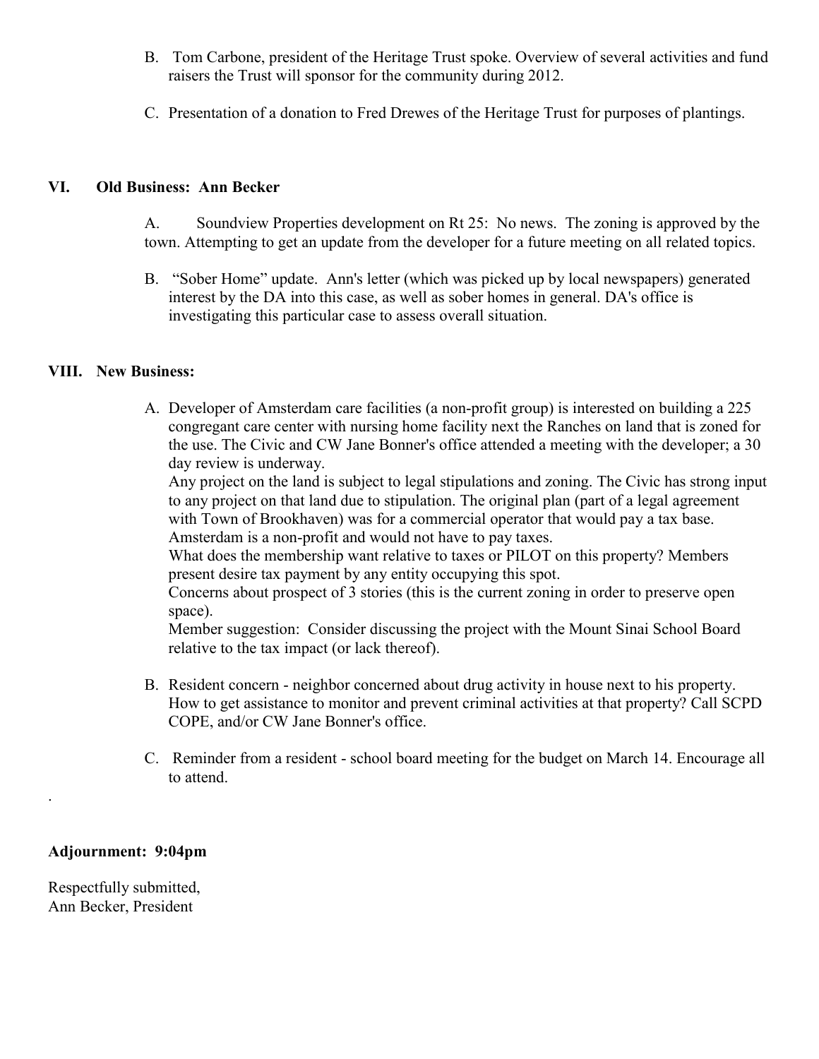B. Tom Carbone, president of the Heritage Trust spoke. Overview of several activities and fund raisers the Trust will sponsor for the community during 2012.

C. Presentation of a donation to Fred Drewes of the Heritage Trust for purposes of plantings.

## VI. Old Business: Ann Becker

A. Soundview Properties development on Rt 25: No news. The zoning is approved by the town. Attempting to get an update from the developer for a future meeting on all related topics.

B. "Sober Home" update. Ann's letter (which was picked up by local newspapers) generated interest by the DA into this case, as well as sober homes in general. DA's office is investigating this particular case to assess overall situation.

## VIII. New Business:

A. Developer of Amsterdam care facilities (a non-profit group) is interested on building a 225 congregant care center with nursing home facility next the Ranches on land that is zoned for the use. The Civic and CW Jane Bonner's office attended a meeting with the developer; a 30 day review is underway.
Any project on the land is subject to legal stipulations and zoning. The Civic has strong input to any project on that land due to stipulation. The original plan (part of a legal agreement with Town of Brookhaven) was for a commercial operator that would pay a tax base. Amsterdam is a non-profit and would not have to pay taxes.
What does the membership want relative to taxes or PILOT on this property? Members present desire tax payment by any entity occupying this spot.
Concerns about prospect of 3 stories (this is the current zoning in order to preserve open space).
Member suggestion: Consider discussing the project with the Mount Sinai School Board relative to the tax impact (or lack thereof).

B. Resident concern - neighbor concerned about drug activity in house next to his property. How to get assistance to monitor and prevent criminal activities at that property? Call SCPD COPE, and/or CW Jane Bonner's office.

C. Reminder from a resident - school board meeting for the budget on March 14. Encourage all to attend.

.

**Adjournment: 9:04pm**

Respectfully submitted,
Ann Becker, President